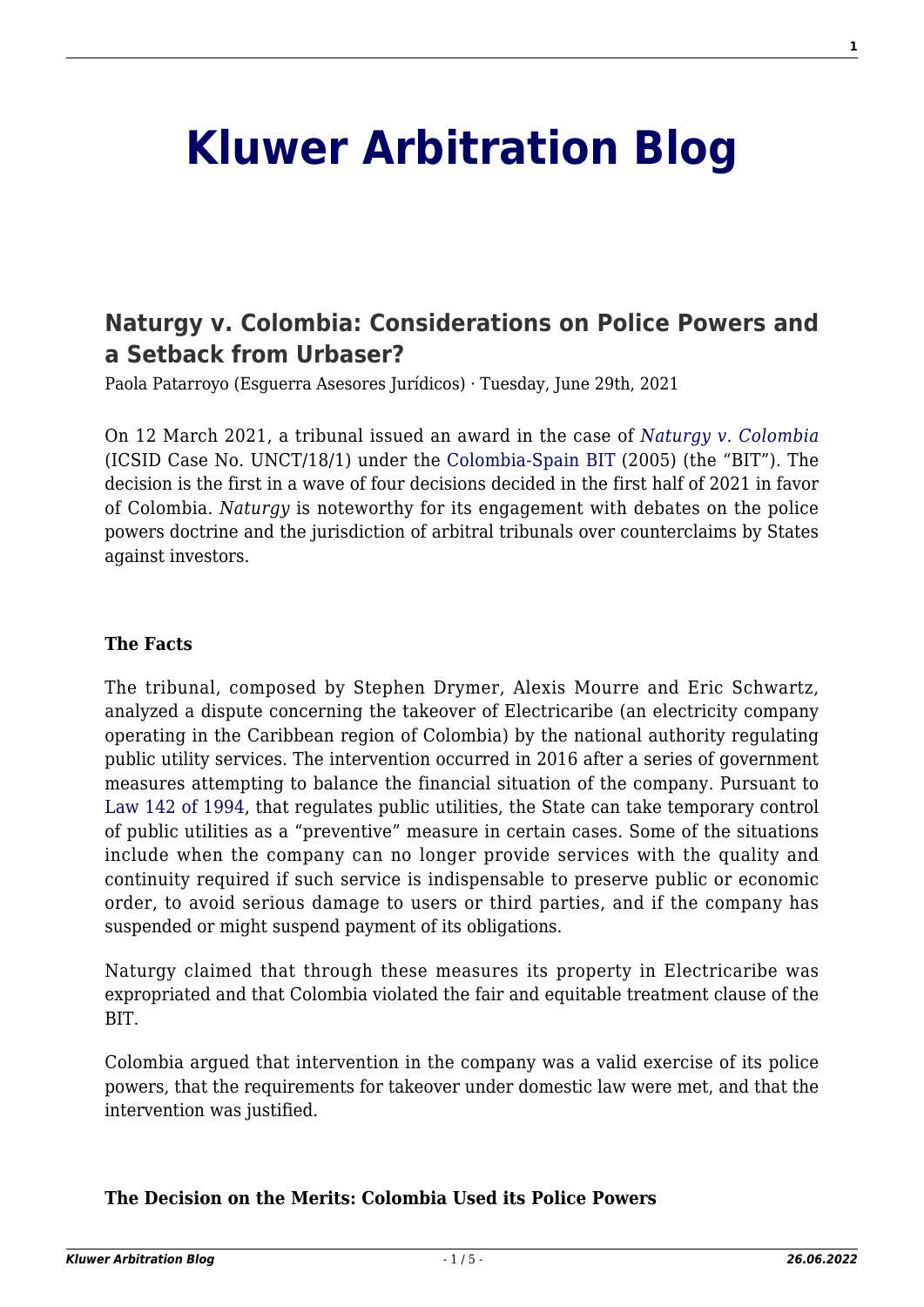# Kluwer Arbitration Blog

## Naturgy v. Colombia: Considerations on Police Powers and a Setback from Urbaser?

Paola Patarroyo (Esguerra Asesores Jurídicos) · Tuesday, June 29th, 2021

On 12 March 2021, a tribunal issued an award in the case of *Naturgy v. Colombia* (ICSID Case No. UNCT/18/1) under the Colombia-Spain BIT (2005) (the "BIT"). The decision is the first in a wave of four decisions decided in the first half of 2021 in favor of Colombia. *Naturgy* is noteworthy for its engagement with debates on the police powers doctrine and the jurisdiction of arbitral tribunals over counterclaims by States against investors.

**The Facts**

The tribunal, composed by Stephen Drymer, Alexis Mourre and Eric Schwartz, analyzed a dispute concerning the takeover of Electricaribe (an electricity company operating in the Caribbean region of Colombia) by the national authority regulating public utility services. The intervention occurred in 2016 after a series of government measures attempting to balance the financial situation of the company. Pursuant to Law 142 of 1994, that regulates public utilities, the State can take temporary control of public utilities as a "preventive" measure in certain cases. Some of the situations include when the company can no longer provide services with the quality and continuity required if such service is indispensable to preserve public or economic order, to avoid serious damage to users or third parties, and if the company has suspended or might suspend payment of its obligations.

Naturgy claimed that through these measures its property in Electricaribe was expropriated and that Colombia violated the fair and equitable treatment clause of the BIT.

Colombia argued that intervention in the company was a valid exercise of its police powers, that the requirements for takeover under domestic law were met, and that the intervention was justified.

**The Decision on the Merits: Colombia Used its Police Powers**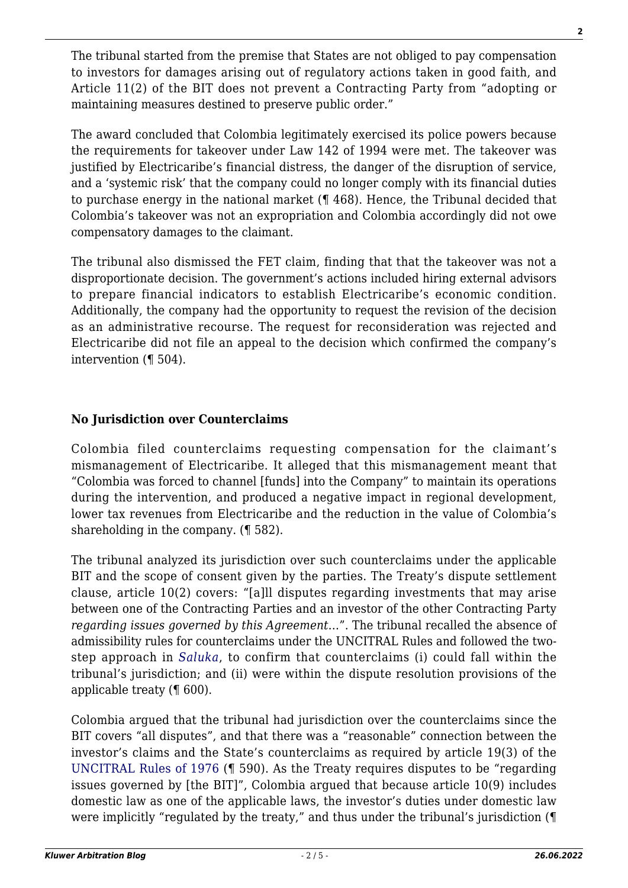The tribunal started from the premise that States are not obliged to pay compensation to investors for damages arising out of regulatory actions taken in good faith, and Article 11(2) of the BIT does not prevent a Contracting Party from "adopting or maintaining measures destined to preserve public order."

The award concluded that Colombia legitimately exercised its police powers because the requirements for takeover under Law 142 of 1994 were met. The takeover was justified by Electricaribe's financial distress, the danger of the disruption of service, and a 'systemic risk' that the company could no longer comply with its financial duties to purchase energy in the national market (¶ 468). Hence, the Tribunal decided that Colombia's takeover was not an expropriation and Colombia accordingly did not owe compensatory damages to the claimant.

The tribunal also dismissed the FET claim, finding that that the takeover was not a disproportionate decision. The government's actions included hiring external advisors to prepare financial indicators to establish Electricaribe's economic condition. Additionally, the company had the opportunity to request the revision of the decision as an administrative recourse. The request for reconsideration was rejected and Electricaribe did not file an appeal to the decision which confirmed the company's intervention (¶ 504).

**No Jurisdiction over Counterclaims**

Colombia filed counterclaims requesting compensation for the claimant's mismanagement of Electricaribe. It alleged that this mismanagement meant that "Colombia was forced to channel [funds] into the Company" to maintain its operations during the intervention, and produced a negative impact in regional development, lower tax revenues from Electricaribe and the reduction in the value of Colombia's shareholding in the company. (¶ 582).

The tribunal analyzed its jurisdiction over such counterclaims under the applicable BIT and the scope of consent given by the parties. The Treaty's dispute settlement clause, article 10(2) covers: "[a]ll disputes regarding investments that may arise between one of the Contracting Parties and an investor of the other Contracting Party *regarding issues governed by this Agreement*…". The tribunal recalled the absence of admissibility rules for counterclaims under the UNCITRAL Rules and followed the two-step approach in *Saluka*, to confirm that counterclaims (i) could fall within the tribunal's jurisdiction; and (ii) were within the dispute resolution provisions of the applicable treaty (¶ 600).

Colombia argued that the tribunal had jurisdiction over the counterclaims since the BIT covers "all disputes", and that there was a "reasonable" connection between the investor's claims and the State's counterclaims as required by article 19(3) of the UNCITRAL Rules of 1976 (¶ 590). As the Treaty requires disputes to be "regarding issues governed by [the BIT]", Colombia argued that because article 10(9) includes domestic law as one of the applicable laws, the investor's duties under domestic law were implicitly "regulated by the treaty," and thus under the tribunal's jurisdiction (¶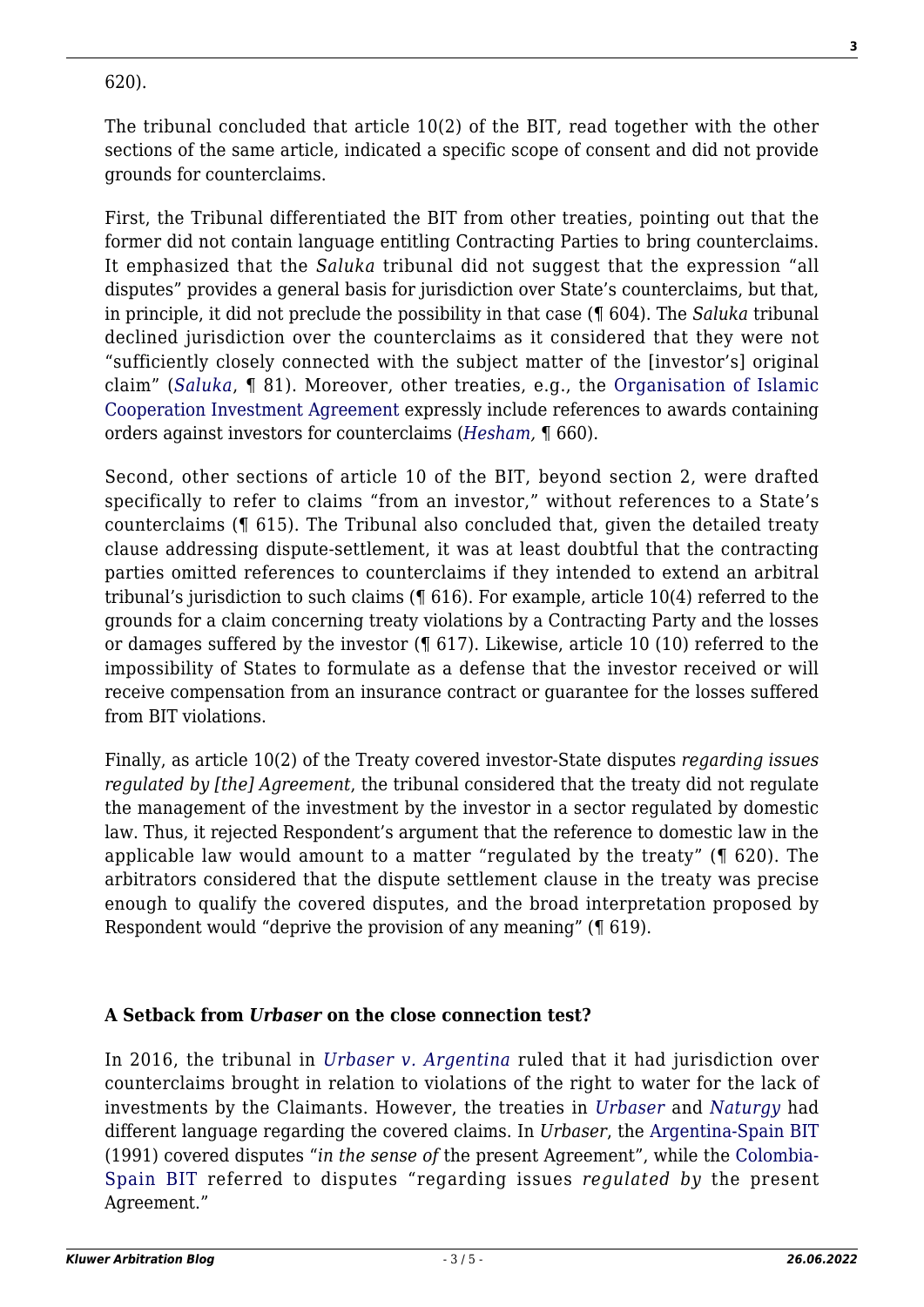620).

The tribunal concluded that article 10(2) of the BIT, read together with the other sections of the same article, indicated a specific scope of consent and did not provide grounds for counterclaims.

First, the Tribunal differentiated the BIT from other treaties, pointing out that the former did not contain language entitling Contracting Parties to bring counterclaims. It emphasized that the *Saluka* tribunal did not suggest that the expression "all disputes" provides a general basis for jurisdiction over State's counterclaims, but that, in principle, it did not preclude the possibility in that case (¶ 604). The *Saluka* tribunal declined jurisdiction over the counterclaims as it considered that they were not "sufficiently closely connected with the subject matter of the [investor's] original claim" (*Saluka*, ¶ 81). Moreover, other treaties, e.g., the Organisation of Islamic Cooperation Investment Agreement expressly include references to awards containing orders against investors for counterclaims (*Hesham,* ¶ 660).

Second, other sections of article 10 of the BIT, beyond section 2, were drafted specifically to refer to claims "from an investor," without references to a State's counterclaims (¶ 615). The Tribunal also concluded that, given the detailed treaty clause addressing dispute-settlement, it was at least doubtful that the contracting parties omitted references to counterclaims if they intended to extend an arbitral tribunal's jurisdiction to such claims (¶ 616). For example, article 10(4) referred to the grounds for a claim concerning treaty violations by a Contracting Party and the losses or damages suffered by the investor (¶ 617). Likewise, article 10 (10) referred to the impossibility of States to formulate as a defense that the investor received or will receive compensation from an insurance contract or guarantee for the losses suffered from BIT violations.

Finally, as article 10(2) of the Treaty covered investor-State disputes *regarding issues regulated by [the] Agreement*, the tribunal considered that the treaty did not regulate the management of the investment by the investor in a sector regulated by domestic law. Thus, it rejected Respondent's argument that the reference to domestic law in the applicable law would amount to a matter "regulated by the treaty" (¶ 620). The arbitrators considered that the dispute settlement clause in the treaty was precise enough to qualify the covered disputes, and the broad interpretation proposed by Respondent would "deprive the provision of any meaning" (¶ 619).

### A Setback from *Urbaser* on the close connection test?

In 2016, the tribunal in *Urbaser v. Argentina* ruled that it had jurisdiction over counterclaims brought in relation to violations of the right to water for the lack of investments by the Claimants. However, the treaties in *Urbaser* and *Naturgy* had different language regarding the covered claims. In *Urbaser*, the Argentina-Spain BIT (1991) covered disputes "*in the sense of* the present Agreement", while the Colombia-Spain BIT referred to disputes "regarding issues *regulated by* the present Agreement."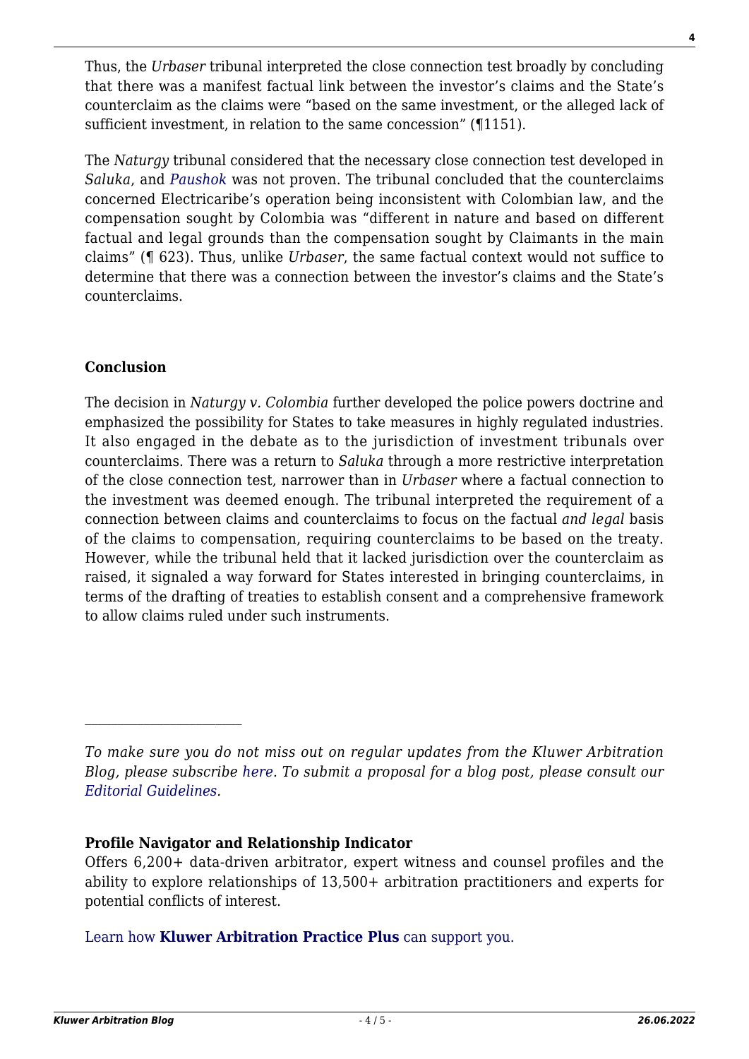Thus, the *Urbaser* tribunal interpreted the close connection test broadly by concluding that there was a manifest factual link between the investor's claims and the State's counterclaim as the claims were "based on the same investment, or the alleged lack of sufficient investment, in relation to the same concession" (¶1151).

The *Naturgy* tribunal considered that the necessary close connection test developed in *Saluka*, and *Paushok* was not proven. The tribunal concluded that the counterclaims concerned Electricaribe's operation being inconsistent with Colombian law, and the compensation sought by Colombia was "different in nature and based on different factual and legal grounds than the compensation sought by Claimants in the main claims" (¶ 623). Thus, unlike *Urbaser*, the same factual context would not suffice to determine that there was a connection between the investor's claims and the State's counterclaims.

## Conclusion

The decision in *Naturgy v. Colombia* further developed the police powers doctrine and emphasized the possibility for States to take measures in highly regulated industries. It also engaged in the debate as to the jurisdiction of investment tribunals over counterclaims. There was a return to *Saluka* through a more restrictive interpretation of the close connection test, narrower than in *Urbaser* where a factual connection to the investment was deemed enough. The tribunal interpreted the requirement of a connection between claims and counterclaims to focus on the factual *and legal* basis of the claims to compensation, requiring counterclaims to be based on the treaty. However, while the tribunal held that it lacked jurisdiction over the counterclaim as raised, it signaled a way forward for States interested in bringing counterclaims, in terms of the drafting of treaties to establish consent and a comprehensive framework to allow claims ruled under such instruments.

---

*To make sure you do not miss out on regular updates from the Kluwer Arbitration Blog, please subscribe here. To submit a proposal for a blog post, please consult our Editorial Guidelines.*

**Profile Navigator and Relationship Indicator**

Offers 6,200+ data-driven arbitrator, expert witness and counsel profiles and the ability to explore relationships of 13,500+ arbitration practitioners and experts for potential conflicts of interest.

Learn how **Kluwer Arbitration Practice Plus** can support you.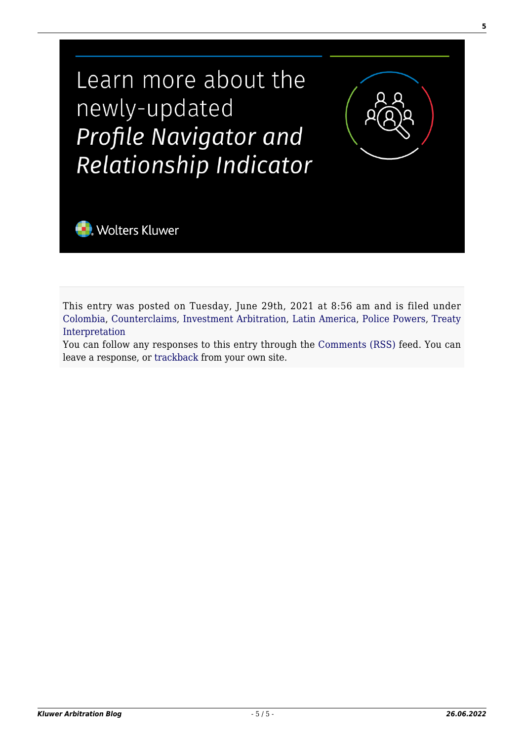Learn more about the newly-updated *Profile Navigator and Relationship Indicator*

Wolters Kluwer

This entry was posted on Tuesday, June 29th, 2021 at 8:56 am and is filed under Colombia, Counterclaims, Investment Arbitration, Latin America, Police Powers, Treaty Interpretation
You can follow any responses to this entry through the Comments (RSS) feed. You can leave a response, or trackback from your own site.